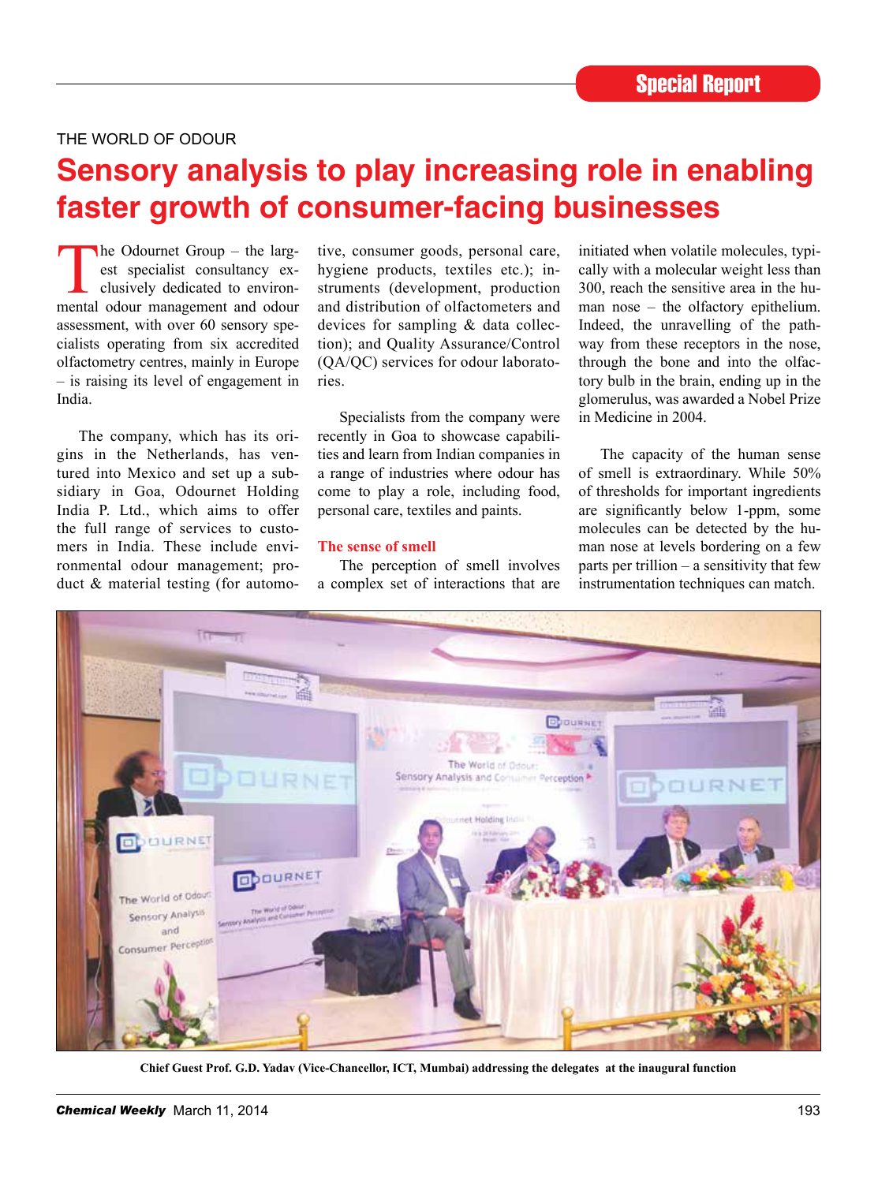THE WORLD OF ODOUR

# Sensory analysis to play increasing role in enabling faster growth of consumer-facing businesses

The Odournet Group – the largest specialist consultancy exclusively dedicated to environmental odour management and odour assessment, with over 60 sensory specialists operating from six accredited olfactometry centres, mainly in Europe – is raising its level of engagement in India.

The company, which has its origins in the Netherlands, has ventured into Mexico and set up a subsidiary in Goa, Odournet Holding India P. Ltd., which aims to offer the full range of services to customers in India. These include environmental odour management; product & material testing (for automotive, consumer goods, personal care, hygiene products, textiles etc.); instruments (development, production and distribution of olfactometers and devices for sampling & data collection); and Quality Assurance/Control (QA/QC) services for odour laboratories.

Specialists from the company were recently in Goa to showcase capabilities and learn from Indian companies in a range of industries where odour has come to play a role, including food, personal care, textiles and paints.

## The sense of smell

The perception of smell involves a complex set of interactions that are initiated when volatile molecules, typically with a molecular weight less than 300, reach the sensitive area in the human nose – the olfactory epithelium. Indeed, the unravelling of the pathway from these receptors in the nose, through the bone and into the olfactory bulb in the brain, ending up in the glomerulus, was awarded a Nobel Prize in Medicine in 2004.

The capacity of the human sense of smell is extraordinary. While 50% of thresholds for important ingredients are significantly below 1-ppm, some molecules can be detected by the human nose at levels bordering on a few parts per trillion – a sensitivity that few instrumentation techniques can match.

**Chief Guest Prof. G.D. Yadav (Vice-Chancellor, ICT, Mumbai) addressing the delegates at the inaugural function**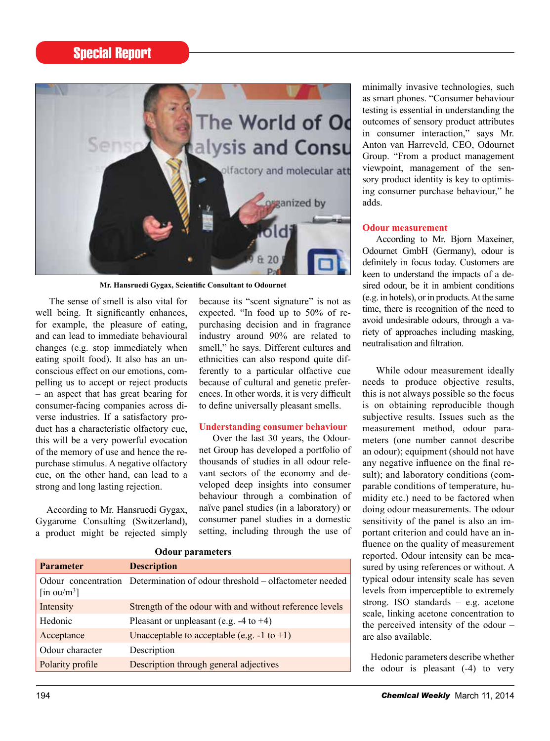Mr. Hansruedi Gygax, Scientific Consultant to Odournet

The sense of smell is also vital for well being. It significantly enhances, for example, the pleasure of eating, and can lead to immediate behavioural changes (e.g. stop immediately when eating spoilt food). It also has an unconscious effect on our emotions, compelling us to accept or reject products – an aspect that has great bearing for consumer-facing companies across diverse industries. If a satisfactory product has a characteristic olfactory cue, this will be a very powerful evocation of the memory of use and hence the repurchase stimulus. A negative olfactory cue, on the other hand, can lead to a strong and long lasting rejection.

According to Mr. Hansruedi Gygax, Gygarome Consulting (Switzerland), a product might be rejected simply because its "scent signature" is not as expected. "In food up to 50% of repurchasing decision and in fragrance industry around 90% are related to smell," he says. Different cultures and ethnicities can also respond quite differently to a particular olfactive cue because of cultural and genetic preferences. In other words, it is very difficult to define universally pleasant smells.

## Understanding consumer behaviour

Over the last 30 years, the Odournet Group has developed a portfolio of thousands of studies in all odour relevant sectors of the economy and developed deep insights into consumer behaviour through a combination of naïve panel studies (in a laboratory) or consumer panel studies in a domestic setting, including through the use of minimally invasive technologies, such as smart phones. "Consumer behaviour testing is essential in understanding the outcomes of sensory product attributes in consumer interaction," says Mr. Anton van Harreveld, CEO, Odournet Group. "From a product management viewpoint, management of the sensory product identity is key to optimising consumer purchase behaviour," he adds.

**Odour parameters**

| Parameter | Description |
|---|---|
| Odour concentration [in ou/m$^3$] | Determination of odour threshold – olfactometer needed |
| Intensity | Strength of the odour with and without reference levels |
| Hedonic | Pleasant or unpleasant (e.g. -4 to +4) |
| Acceptance | Unacceptable to acceptable (e.g. -1 to +1) |
| Odour character | Description |
| Polarity profile | Description through general adjectives |

## Odour measurement

According to Mr. Bjorn Maxeiner, Odournet GmbH (Germany), odour is definitely in focus today. Customers are keen to understand the impacts of a desired odour, be it in ambient conditions (e.g. in hotels), or in products. At the same time, there is recognition of the need to avoid undesirable odours, through a variety of approaches including masking, neutralisation and filtration.

While odour measurement ideally needs to produce objective results, this is not always possible so the focus is on obtaining reproducible though subjective results. Issues such as the measurement method, odour parameters (one number cannot describe an odour); equipment (should not have any negative influence on the final result); and laboratory conditions (comparable conditions of temperature, humidity etc.) need to be factored when doing odour measurements. The odour sensitivity of the panel is also an important criterion and could have an influence on the quality of measurement reported. Odour intensity can be measured by using references or without. A typical odour intensity scale has seven levels from imperceptible to extremely strong. ISO standards – e.g. acetone scale, linking acetone concentration to the perceived intensity of the odour – are also available.

Hedonic parameters describe whether the odour is pleasant (-4) to very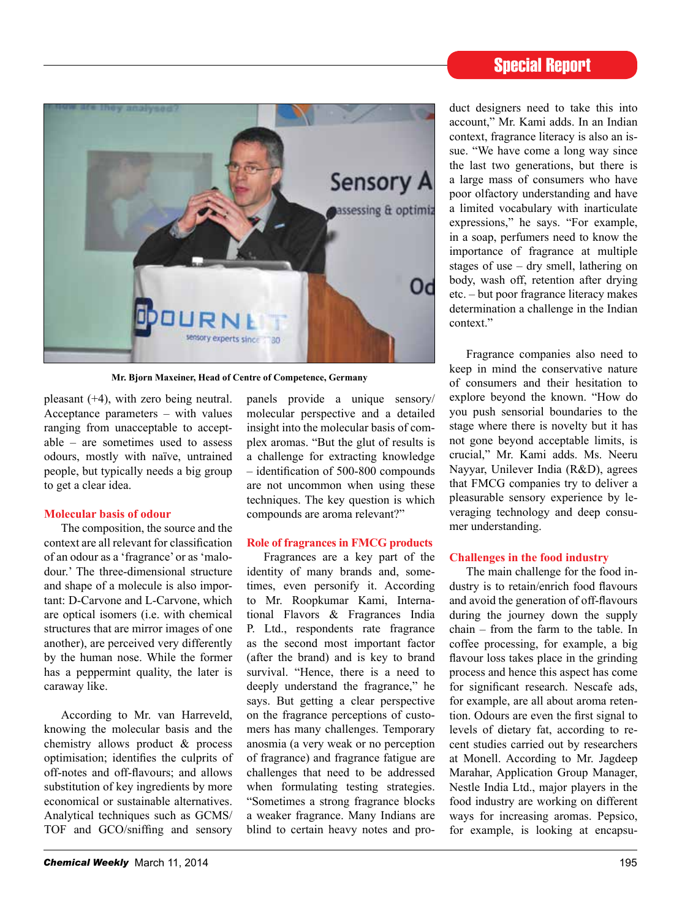Mr. Bjorn Maxeiner, Head of Centre of Competence, Germany

pleasant (+4), with zero being neutral. Acceptance parameters – with values ranging from unacceptable to acceptable – are sometimes used to assess odours, mostly with naïve, untrained people, but typically needs a big group to get a clear idea.

## Molecular basis of odour

The composition, the source and the context are all relevant for classification of an odour as a 'fragrance' or as 'malodour.' The three-dimensional structure and shape of a molecule is also important: D-Carvone and L-Carvone, which are optical isomers (i.e. with chemical structures that are mirror images of one another), are perceived very differently by the human nose. While the former has a peppermint quality, the later is caraway like.

According to Mr. van Harreveld, knowing the molecular basis and the chemistry allows product & process optimisation; identifies the culprits of off-notes and off-flavours; and allows substitution of key ingredients by more economical or sustainable alternatives. Analytical techniques such as GCMS/TOF and GCO/sniffing and sensory panels provide a unique sensory/molecular perspective and a detailed insight into the molecular basis of complex aromas. "But the glut of results is a challenge for extracting knowledge – identification of 500-800 compounds are not uncommon when using these techniques. The key question is which compounds are aroma relevant?"

## Role of fragrances in FMCG products

Fragrances are a key part of the identity of many brands and, sometimes, even personify it. According to Mr. Roopkumar Kami, International Flavors & Fragrances India P. Ltd., respondents rate fragrance as the second most important factor (after the brand) and is key to brand survival. "Hence, there is a need to deeply understand the fragrance," he says. But getting a clear perspective on the fragrance perceptions of customers has many challenges. Temporary anosmia (a very weak or no perception of fragrance) and fragrance fatigue are challenges that need to be addressed when formulating testing strategies. "Sometimes a strong fragrance blocks a weaker fragrance. Many Indians are blind to certain heavy notes and product designers need to take this into account," Mr. Kami adds. In an Indian context, fragrance literacy is also an issue. "We have come a long way since the last two generations, but there is a large mass of consumers who have poor olfactory understanding and have a limited vocabulary with inarticulate expressions," he says. "For example, in a soap, perfumers need to know the importance of fragrance at multiple stages of use – dry smell, lathering on body, wash off, retention after drying etc. – but poor fragrance literacy makes determination a challenge in the Indian context."

Fragrance companies also need to keep in mind the conservative nature of consumers and their hesitation to explore beyond the known. "How do you push sensorial boundaries to the stage where there is novelty but it has not gone beyond acceptable limits, is crucial," Mr. Kami adds. Ms. Neeru Nayyar, Unilever India (R&D), agrees that FMCG companies try to deliver a pleasurable sensory experience by leveraging technology and deep consumer understanding.

## Challenges in the food industry

The main challenge for the food industry is to retain/enrich food flavours and avoid the generation of off-flavours during the journey down the supply chain – from the farm to the table. In coffee processing, for example, a big flavour loss takes place in the grinding process and hence this aspect has come for significant research. Nescafe ads, for example, are all about aroma retention. Odours are even the first signal to levels of dietary fat, according to recent studies carried out by researchers at Monell. According to Mr. Jagdeep Marahar, Application Group Manager, Nestle India Ltd., major players in the food industry are working on different ways for increasing aromas. Pepsico, for example, is looking at encapsu-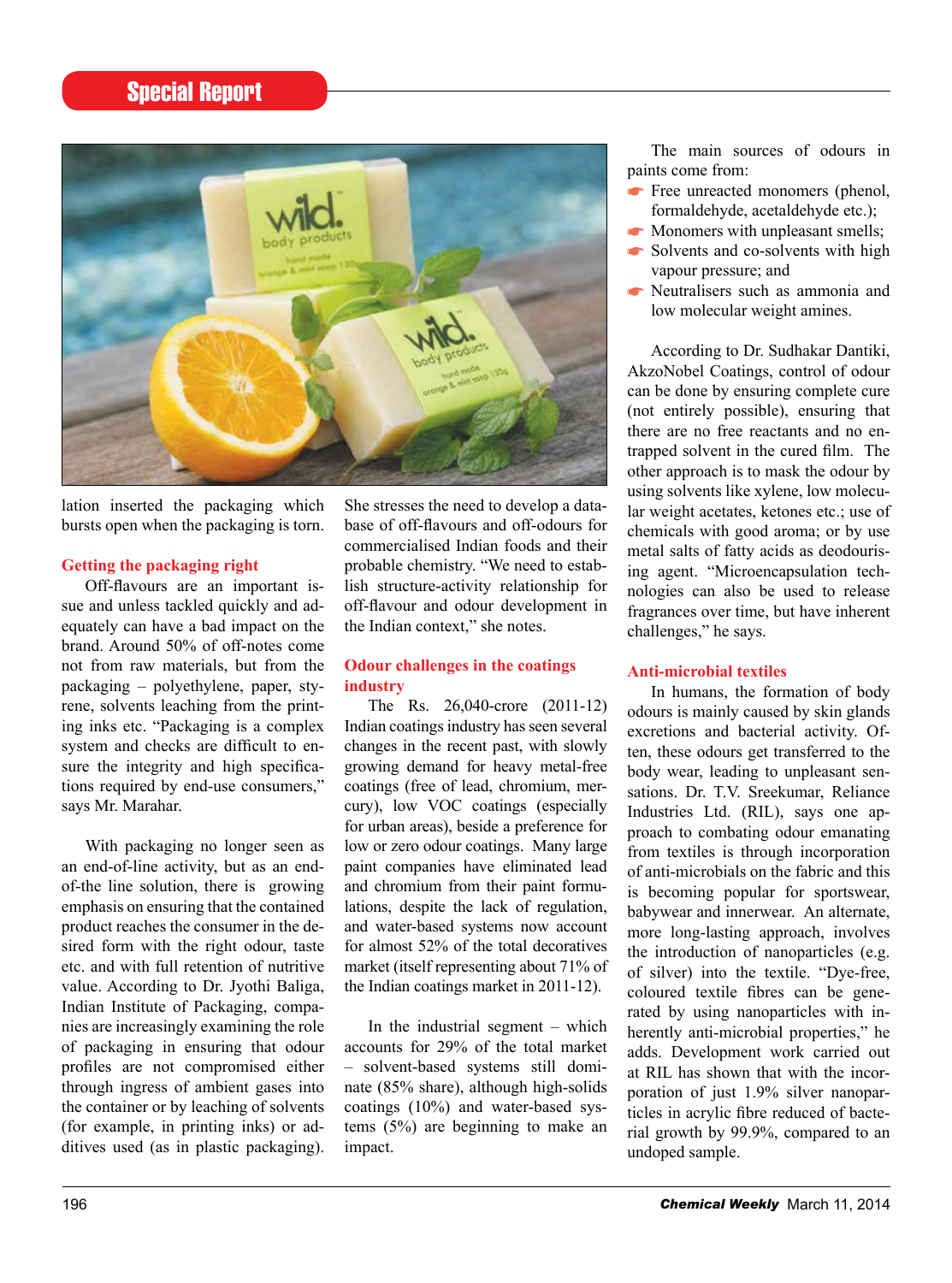lation inserted the packaging which bursts open when the packaging is torn.

### Getting the packaging right

Off-flavours are an important issue and unless tackled quickly and adequately can have a bad impact on the brand. Around 50% of off-notes come not from raw materials, but from the packaging – polyethylene, paper, styrene, solvents leaching from the printing inks etc. "Packaging is a complex system and checks are difficult to ensure the integrity and high specifications required by end-use consumers," says Mr. Marahar.

With packaging no longer seen as an end-of-line activity, but as an end-of-the line solution, there is growing emphasis on ensuring that the contained product reaches the consumer in the desired form with the right odour, taste etc. and with full retention of nutritive value. According to Dr. Jyothi Baliga, Indian Institute of Packaging, companies are increasingly examining the role of packaging in ensuring that odour profiles are not compromised either through ingress of ambient gases into the container or by leaching of solvents (for example, in printing inks) or additives used (as in plastic packaging). She stresses the need to develop a database of off-flavours and off-odours for commercialised Indian foods and their probable chemistry. "We need to establish structure-activity relationship for off-flavour and odour development in the Indian context," she notes.

### Odour challenges in the coatings industry

The Rs. 26,040-crore (2011-12) Indian coatings industry has seen several changes in the recent past, with slowly growing demand for heavy metal-free coatings (free of lead, chromium, mercury), low VOC coatings (especially for urban areas), beside a preference for low or zero odour coatings. Many large paint companies have eliminated lead and chromium from their paint formulations, despite the lack of regulation, and water-based systems now account for almost 52% of the total decoratives market (itself representing about 71% of the Indian coatings market in 2011-12).

In the industrial segment – which accounts for 29% of the total market – solvent-based systems still dominate (85% share), although high-solids coatings (10%) and water-based systems (5%) are beginning to make an impact.

The main sources of odours in paints come from:

- Free unreacted monomers (phenol, formaldehyde, acetaldehyde etc.);
- Monomers with unpleasant smells;
- Solvents and co-solvents with high vapour pressure; and
- Neutralisers such as ammonia and low molecular weight amines.

According to Dr. Sudhakar Dantiki, AkzoNobel Coatings, control of odour can be done by ensuring complete cure (not entirely possible), ensuring that there are no free reactants and no entrapped solvent in the cured film. The other approach is to mask the odour by using solvents like xylene, low molecular weight acetates, ketones etc.; use of chemicals with good aroma; or by use metal salts of fatty acids as deodourising agent. "Microencapsulation technologies can also be used to release fragrances over time, but have inherent challenges," he says.

### Anti-microbial textiles

In humans, the formation of body odours is mainly caused by skin glands excretions and bacterial activity. Often, these odours get transferred to the body wear, leading to unpleasant sensations. Dr. T.V. Sreekumar, Reliance Industries Ltd. (RIL), says one approach to combating odour emanating from textiles is through incorporation of anti-microbials on the fabric and this is becoming popular for sportswear, babywear and innerwear. An alternate, more long-lasting approach, involves the introduction of nanoparticles (e.g. of silver) into the textile. "Dye-free, coloured textile fibres can be generated by using nanoparticles with inherently anti-microbial properties," he adds. Development work carried out at RIL has shown that with the incorporation of just 1.9% silver nanoparticles in acrylic fibre reduced of bacterial growth by 99.9%, compared to an undoped sample.